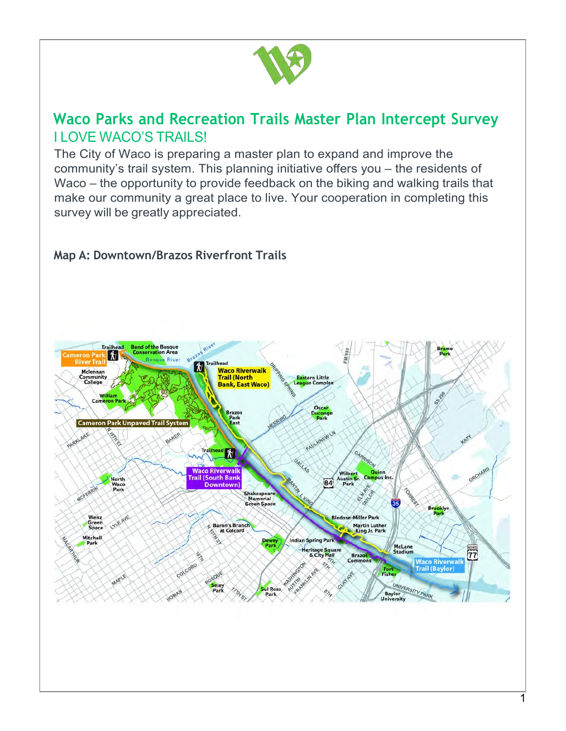# Waco Parks and Recreation Trails Master Plan Intercept Survey

## I LOVE WACO'S TRAILS!

The City of Waco is preparing a master plan to expand and improve the community's trail system. This planning initiative offers you – the residents of Waco – the opportunity to provide feedback on the biking and walking trails that make our community a great place to live. Your cooperation in completing this survey will be greatly appreciated.

### Map A: Downtown/Brazos Riverfront Trails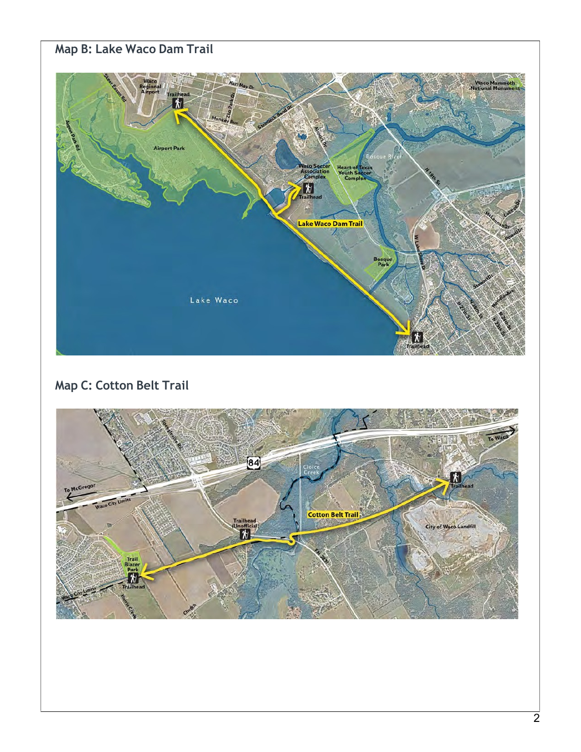## Map B: Lake Waco Dam Trail

## Map C: Cotton Belt Trail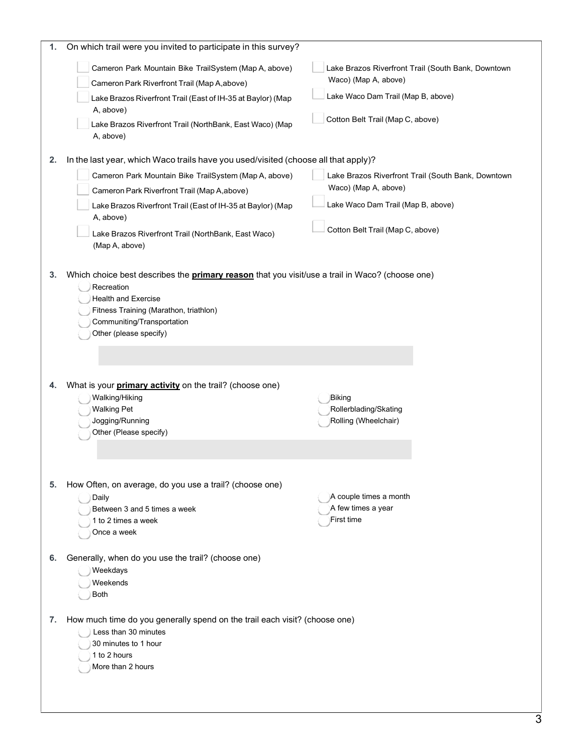1. On which trail were you invited to participate in this survey?

- [ ] Cameron Park Mountain Bike TrailSystem (Map A, above)
- [ ] Cameron Park Riverfront Trail (Map A,above)
- [ ] Lake Brazos Riverfront Trail (East of IH-35 at Baylor) (Map A, above)
- [ ] Lake Brazos Riverfront Trail (NorthBank, East Waco) (Map A, above)
- [ ] Lake Brazos Riverfront Trail (South Bank, Downtown Waco) (Map A, above)
- [ ] Lake Waco Dam Trail (Map B, above)
- [ ] Cotton Belt Trail (Map C, above)

2. In the last year, which Waco trails have you used/visited (choose all that apply)?

- [ ] Cameron Park Mountain Bike TrailSystem (Map A, above)
- [ ] Cameron Park Riverfront Trail (Map A,above)
- [ ] Lake Brazos Riverfront Trail (East of IH-35 at Baylor) (Map A, above)
- [ ] Lake Brazos Riverfront Trail (NorthBank, East Waco) (Map A, above)
- [ ] Lake Brazos Riverfront Trail (South Bank, Downtown Waco) (Map A, above)
- [ ] Lake Waco Dam Trail (Map B, above)
- [ ] Cotton Belt Trail (Map C, above)

3. Which choice best describes the **primary reason** that you visit/use a trail in Waco? (choose one)

- ○ Recreation
- ○ Health and Exercise
- ○ Fitness Training (Marathon, triathlon)
- ○ Communiting/Transportation
- ○ Other (please specify)

\_\_\_\_\_\_\_\_\_\_\_\_\_\_\_\_\_\_\_\_\_\_\_\_\_\_\_\_\_\_

4. What is your **primary activity** on the trail? (choose one)

- ○ Walking/Hiking
- ○ Walking Pet
- ○ Jogging/Running
- ○ Other (Please specify)
- ○ Biking
- ○ Rollerblading/Skating
- ○ Rolling (Wheelchair)

\_\_\_\_\_\_\_\_\_\_\_\_\_\_\_\_\_\_\_\_\_\_\_\_\_\_\_\_\_\_

5. How Often, on average, do you use a trail? (choose one)

- ○ Daily
- ○ Between 3 and 5 times a week
- ○ 1 to 2 times a week
- ○ Once a week
- ○ A couple times a month
- ○ A few times a year
- ○ First time

6. Generally, when do you use the trail? (choose one)

- ○ Weekdays
- ○ Weekends
- ○ Both

7. How much time do you generally spend on the trail each visit? (choose one)

- ○ Less than 30 minutes
- ○ 30 minutes to 1 hour
- ○ 1 to 2 hours
- ○ More than 2 hours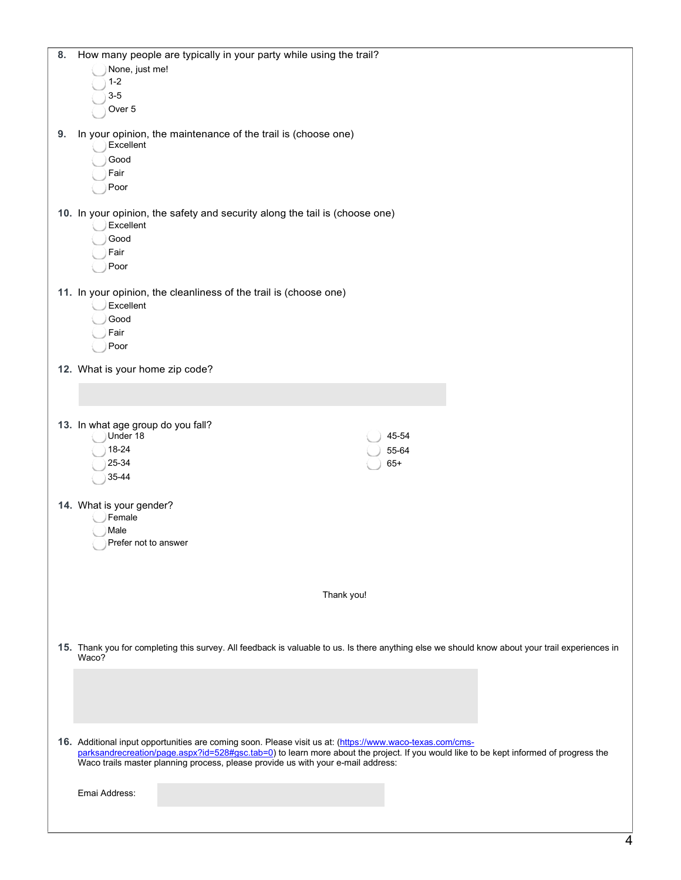8. How many people are typically in your party while using the trail?
   - None, just me!
   - 1-2
   - 3-5
   - Over 5

9. In your opinion, the maintenance of the trail is (choose one)
   - Excellent
   - Good
   - Fair
   - Poor

10. In your opinion, the safety and security along the tail is (choose one)
    - Excellent
    - Good
    - Fair
    - Poor

11. In your opinion, the cleanliness of the trail is (choose one)
    - Excellent
    - Good
    - Fair
    - Poor

12. What is your home zip code?

13. In what age group do you fall?
    - Under 18
    - 18-24
    - 25-34
    - 35-44
    - 45-54
    - 55-64
    - 65+

14. What is your gender?
    - Female
    - Male
    - Prefer not to answer

Thank you!

15. Thank you for completing this survey. All feedback is valuable to us. Is there anything else we should know about your trail experiences in Waco?

16. Additional input opportunities are coming soon. Please visit us at: ([https://www.waco-texas.com/cms-parksandrecreation/page.aspx?id=528#gsc.tab=0](https://www.waco-texas.com/cms-parksandrecreation/page.aspx?id=528#gsc.tab=0)) to learn more about the project. If you would like to be kept informed of progress the Waco trails master planning process, please provide us with your e-mail address:

Emai Address: